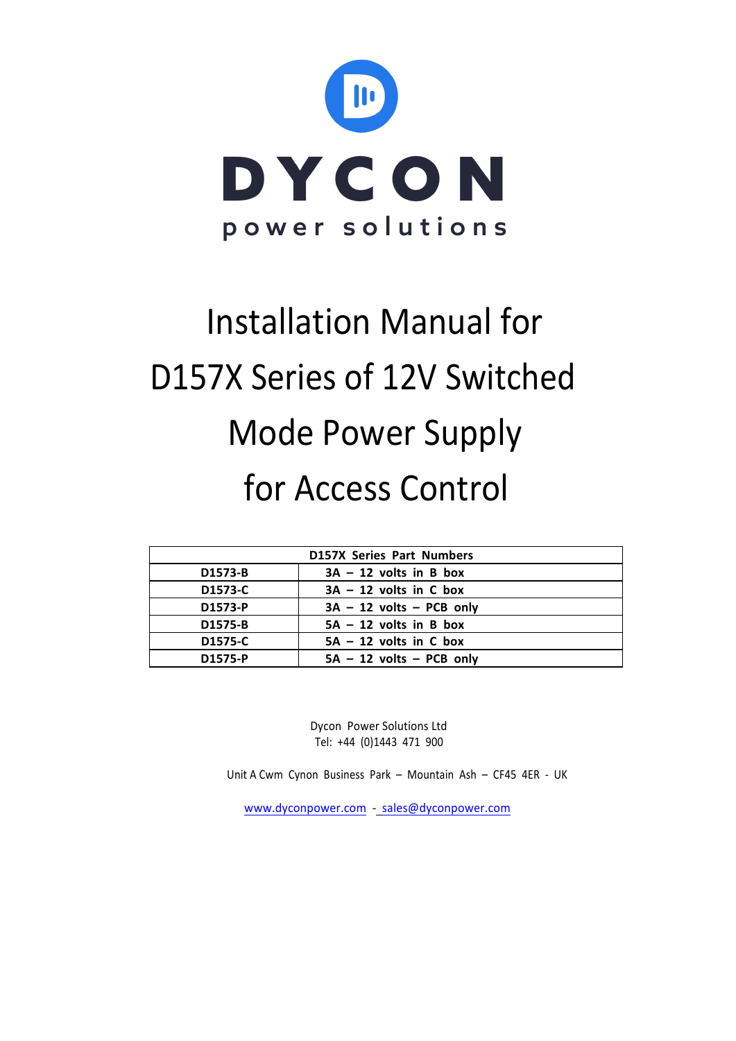# DYCON

power solutions

# Installation Manual for D157X Series of 12V Switched Mode Power Supply for Access Control

| D157X Series Part Numbers | |
|---|---|
| **D1573-B** | **3A – 12 volts in B box** |
| **D1573-C** | **3A – 12 volts in C box** |
| **D1573-P** | **3A – 12 volts – PCB only** |
| **D1575-B** | **5A – 12 volts in B box** |
| **D1575-C** | **5A – 12 volts in C box** |
| **D1575-P** | **5A – 12 volts – PCB only** |

Dycon Power Solutions Ltd
Tel: +44 (0)1443 471 900

Unit A Cwm Cynon Business Park – Mountain Ash – CF45 4ER - UK

www.dyconpower.com - sales@dyconpower.com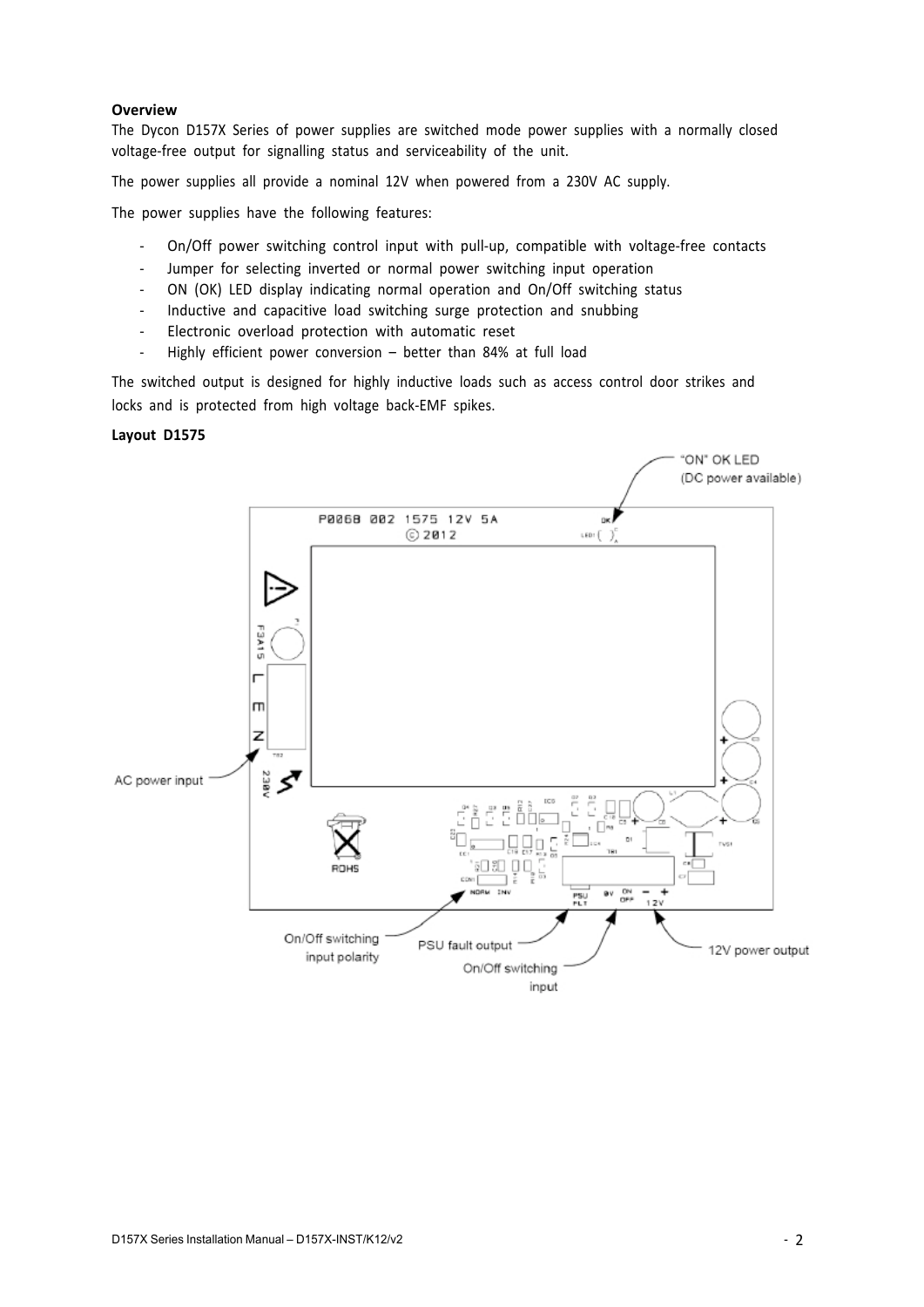**Overview**

The Dycon D157X Series of power supplies are switched mode power supplies with a normally closed voltage-free output for signalling status and serviceability of the unit.

The power supplies all provide a nominal 12V when powered from a 230V AC supply.

The power supplies have the following features:

- On/Off power switching control input with pull-up, compatible with voltage-free contacts
- Jumper for selecting inverted or normal power switching input operation
- ON (OK) LED display indicating normal operation and On/Off switching status
- Inductive and capacitive load switching surge protection and snubbing
- Electronic overload protection with automatic reset
- Highly efficient power conversion – better than 84% at full load

The switched output is designed for highly inductive loads such as access control door strikes and locks and is protected from high voltage back-EMF spikes.

**Layout D1575**

"ON" OK LED (DC power available)

AC power input

On/Off switching input polarity

PSU fault output

On/Off switching input

12V power output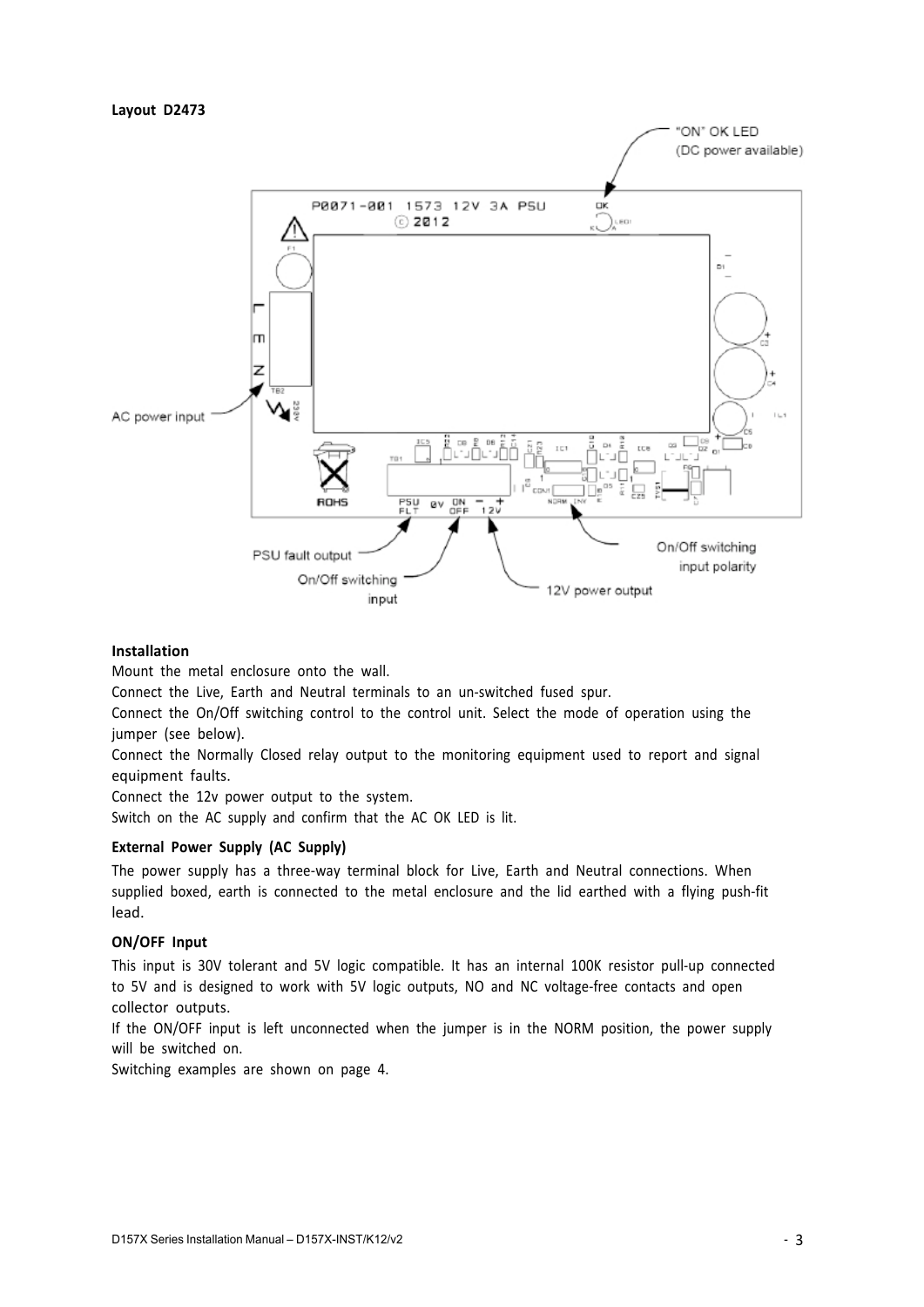**Layout D2473**

**Installation**

Mount the metal enclosure onto the wall.

Connect the Live, Earth and Neutral terminals to an un-switched fused spur.

Connect the On/Off switching control to the control unit. Select the mode of operation using the jumper (see below).

Connect the Normally Closed relay output to the monitoring equipment used to report and signal equipment faults.

Connect the 12v power output to the system.

Switch on the AC supply and confirm that the AC OK LED is lit.

**External Power Supply (AC Supply)**

The power supply has a three-way terminal block for Live, Earth and Neutral connections. When supplied boxed, earth is connected to the metal enclosure and the lid earthed with a flying push-fit lead.

**ON/OFF Input**

This input is 30V tolerant and 5V logic compatible. It has an internal 100K resistor pull-up connected to 5V and is designed to work with 5V logic outputs, NO and NC voltage-free contacts and open collector outputs.

If the ON/OFF input is left unconnected when the jumper is in the NORM position, the power supply will be switched on.

Switching examples are shown on page 4.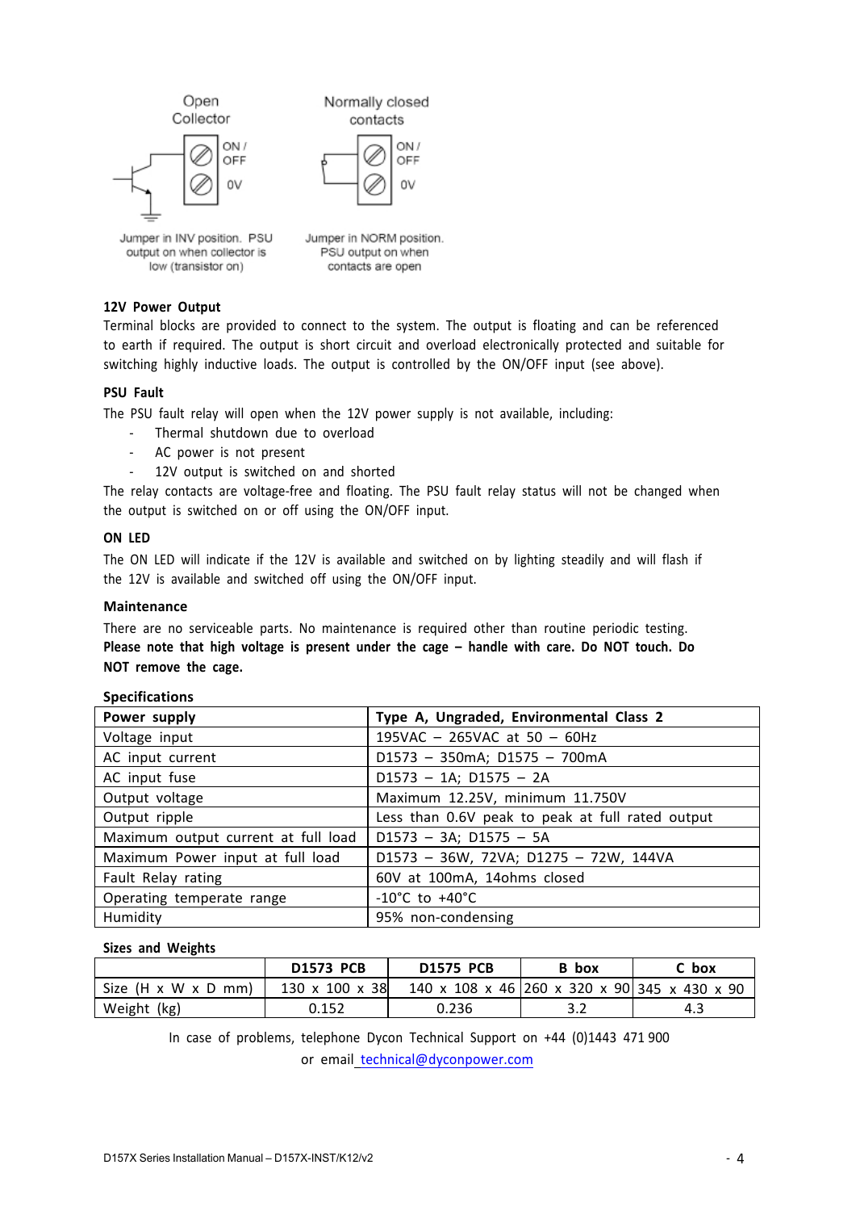Open Collector

ON / OFF

0V

Jumper in INV position. PSU output on when collector is low (transistor on)

Normally closed contacts

ON / OFF

0V

Jumper in NORM position. PSU output on when contacts are open

**12V Power Output**

Terminal blocks are provided to connect to the system. The output is floating and can be referenced to earth if required. The output is short circuit and overload protected and suitable for switching highly inductive loads. The output is controlled by the ON/OFF input (see above).

**PSU Fault**

The PSU fault relay will open when the 12V power supply is not available, including:

- Thermal shutdown due to overload
- AC power is not present
- 12V output is switched on and shorted

The relay contacts are voltage-free and floating. The PSU fault relay status will not be changed when the output is switched on or off using the ON/OFF input.

**ON LED**

The ON LED will indicate if the 12V is available and switched on by lighting steadily and will flash if the 12V is available and switched off using the ON/OFF input.

**Maintenance**

There are no serviceable parts. No maintenance is required other than routine periodic testing. **Please note that high voltage is present under the cage – handle with care. Do NOT touch. Do NOT remove the cage.**

**Specifications**

| **Power supply** | **Type A, Ungraded, Environmental Class 2** |
|---|---|
| Voltage input | 195VAC – 265VAC at 50 – 60Hz |
| AC input current | D1573 – 350mA; D1575 – 700mA |
| AC input fuse | D1573 – 1A; D1575 – 2A |
| Output voltage | Maximum 12.25V, minimum 11.750V |
| Output ripple | Less than 0.6V peak to peak at full rated output |
| Maximum output current at full load | D1573 – 3A; D1575 – 5A |
| Maximum Power input at full load | D1573 – 36W, 72VA; D1275 – 72W, 144VA |
| Fault Relay rating | 60V at 100mA, 14ohms closed |
| Operating temperate range | -10°C to +40°C |
| Humidity | 95% non-condensing |

**Sizes and Weights**

| | **D1573 PCB** | **D1575 PCB** | **B box** | **C box** |
|---|---|---|---|---|
| Size (H x W x D mm) | 130 x 100 x 38 | 140 x 108 x 46 | 260 x 320 x 90 | 345 x 430 x 90 |
| Weight (kg) | 0.152 | 0.236 | 3.2 | 4.3 |

In case of problems, telephone Dycon Technical Support on +44 (0)1443 471 900 or email technical@dyconpower.com